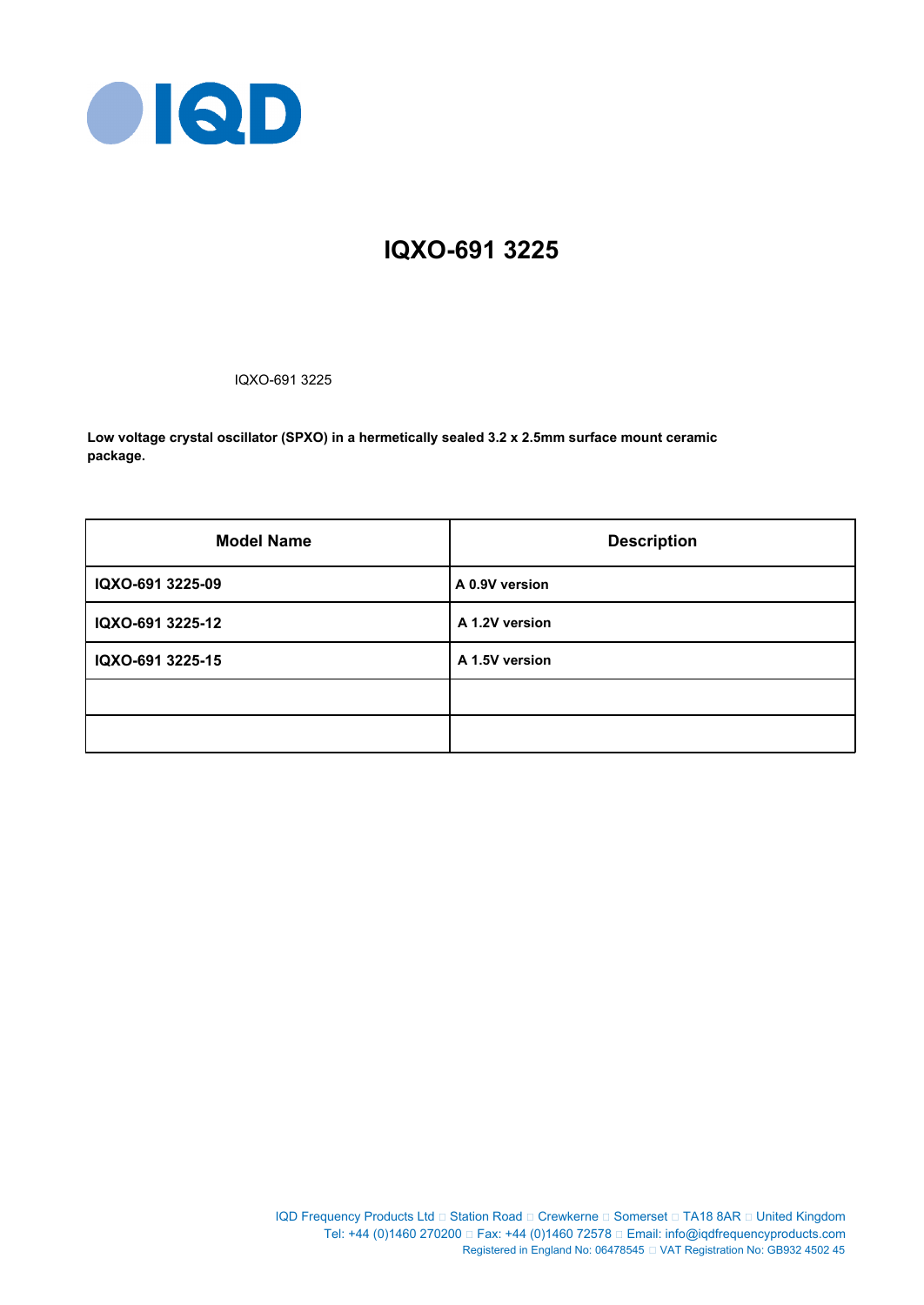# IQXO-691 3225

IQXO-691 3225

**Low voltage crystal oscillator (SPXO) in a hermetically sealed 3.2 x 2.5mm surface mount ceramic package.**

| Model Name | Description |
| --- | --- |
| **IQXO-691 3225-09** | **A 0.9V version** |
| **IQXO-691 3225-12** | **A 1.2V version** |
| **IQXO-691 3225-15** | **A 1.5V version** |
| | |
| | |

IQD Frequency Products Ltd □ Station Road □ Crewkerne □ Somerset □ TA18 8AR □ United Kingdom
Tel: +44 (0)1460 270200 □ Fax: +44 (0)1460 72578 □ Email: info@iqdfrequencyproducts.com
Registered in England No: 06478545 □ VAT Registration No: GB932 4502 45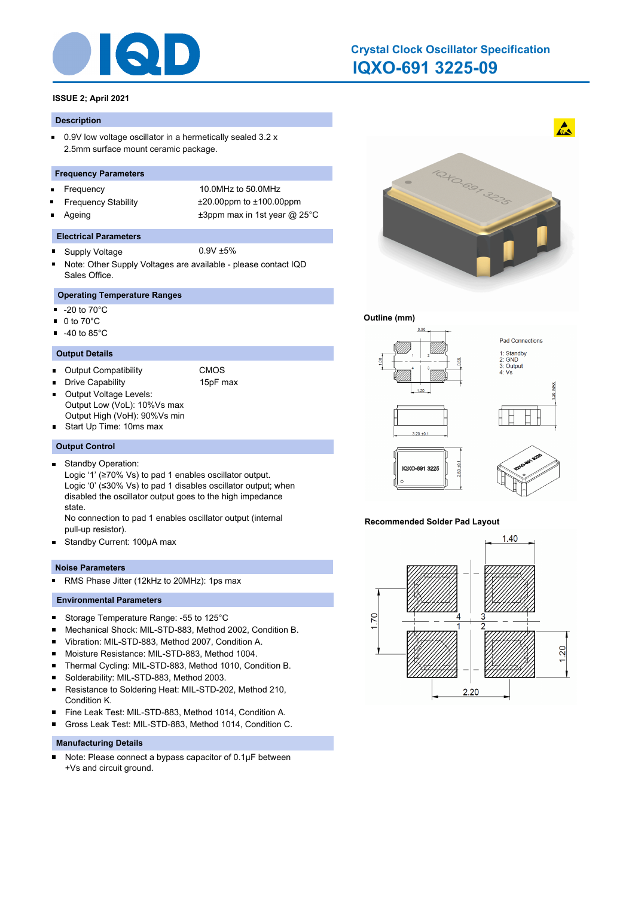# Crystal Clock Oscillator Specification

## IQXO-691 3225-09

**ISSUE 2; April 2021**

### Description

- 0.9V low voltage oscillator in a hermetically sealed 3.2 x 2.5mm surface mount ceramic package.

### Frequency Parameters

- Frequency: 10.0MHz to 50.0MHz
- Frequency Stability: ±20.00ppm to ±100.00ppm
- Ageing: ±3ppm max in 1st year @ 25°C

### Electrical Parameters

- Supply Voltage: 0.9V ±5%
- Note: Other Supply Voltages are available - please contact IQD Sales Office.

### Operating Temperature Ranges

- -20 to 70°C
- 0 to 70°C
- -40 to 85°C

### Output Details

- Output Compatibility: CMOS
- Drive Capability: 15pF max
- Output Voltage Levels:
  Output Low (VoL): 10%Vs max
  Output High (VoH): 90%Vs min
- Start Up Time: 10ms max

### Output Control

- Standby Operation:
  Logic '1' (≥70% Vs) to pad 1 enables oscillator output.
  Logic '0' (≤30% Vs) to pad 1 disables oscillator output; when disabled the oscillator output goes to the high impedance state.
  No connection to pad 1 enables oscillator output (internal pull-up resistor).
- Standby Current: 100µA max

### Noise Parameters

- RMS Phase Jitter (12kHz to 20MHz): 1ps max

### Environmental Parameters

- Storage Temperature Range: -55 to 125°C
- Mechanical Shock: MIL-STD-883, Method 2002, Condition B.
- Vibration: MIL-STD-883, Method 2007, Condition A.
- Moisture Resistance: MIL-STD-883, Method 1004.
- Thermal Cycling: MIL-STD-883, Method 1010, Condition B.
- Solderability: MIL-STD-883, Method 2003.
- Resistance to Soldering Heat: MIL-STD-202, Method 210, Condition K.
- Fine Leak Test: MIL-STD-883, Method 1014, Condition A.
- Gross Leak Test: MIL-STD-883, Method 1014, Condition C.

### Manufacturing Details

- Note: Please connect a bypass capacitor of 0.1µF between +Vs and circuit ground.

### Outline (mm)

Pad Connections
1: Standby
2: GND
3: Output
4: Vs

### Recommended Solder Pad Layout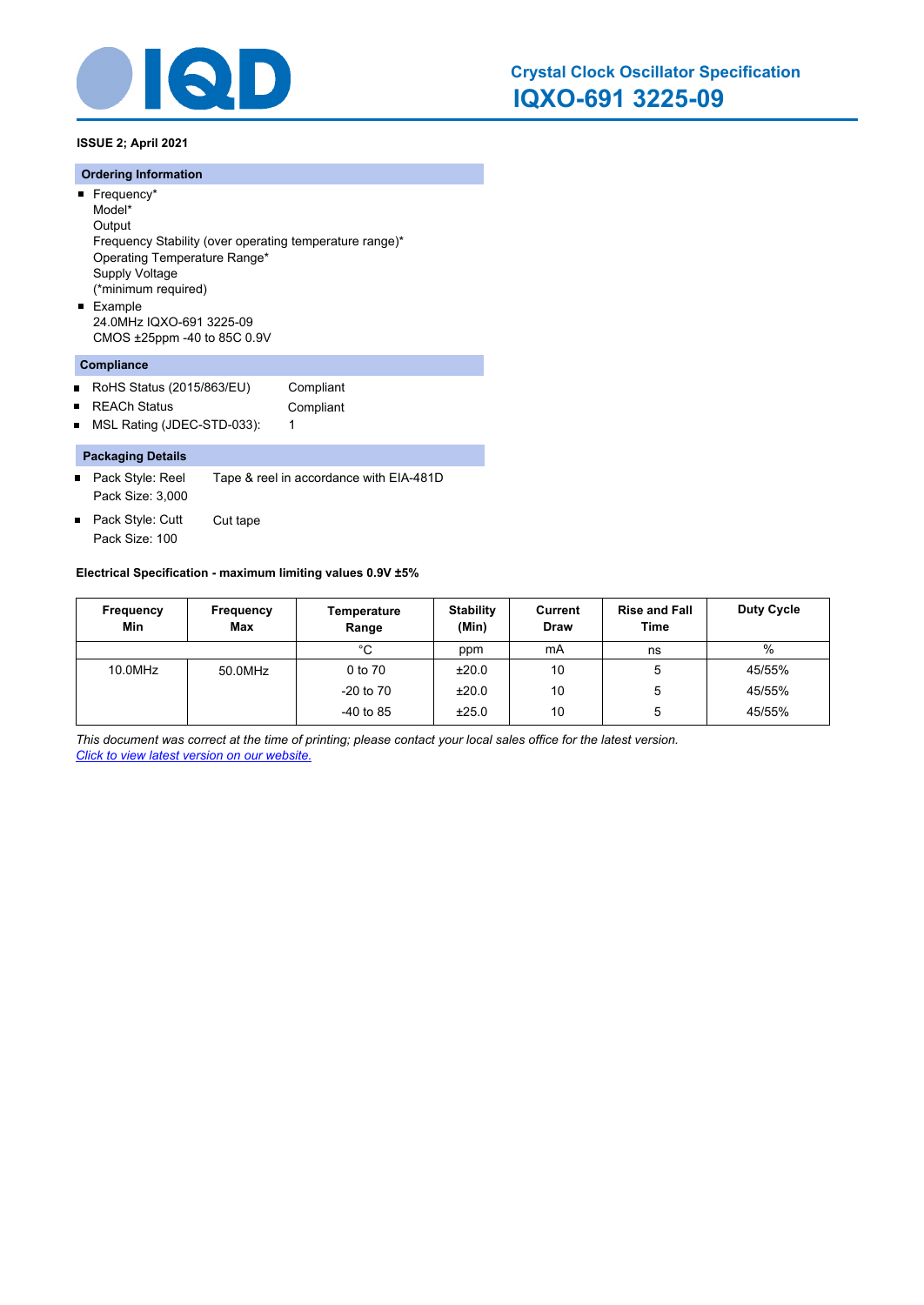# Crystal Clock Oscillator Specification
## IQXO-691 3225-09

**ISSUE 2; April 2021**

### Ordering Information

- Frequency*
  Model*
  Output
  Frequency Stability (over operating temperature range)*
  Operating Temperature Range*
  Supply Voltage
  (*minimum required)
- Example
  24.0MHz IQXO-691 3225-09
  CMOS ±25ppm -40 to 85C 0.9V

### Compliance

- RoHS Status (2015/863/EU) — Compliant
- REACh Status — Compliant
- MSL Rating (JDEC-STD-033): — 1

### Packaging Details

- Pack Style: Reel — Tape & reel in accordance with EIA-481D
  Pack Size: 3,000
- Pack Style: Cutt — Cut tape
  Pack Size: 100

**Electrical Specification - maximum limiting values 0.9V ±5%**

| Frequency Min | Frequency Max | Temperature Range | Stability (Min) | Current Draw | Rise and Fall Time | Duty Cycle |
|---|---|---|---|---|---|---|
| | | °C | ppm | mA | ns | % |
| 10.0MHz | 50.0MHz | 0 to 70 | ±20.0 | 10 | 5 | 45/55% |
| | | -20 to 70 | ±20.0 | 10 | 5 | 45/55% |
| | | -40 to 85 | ±25.0 | 10 | 5 | 45/55% |

*This document was correct at the time of printing; please contact your local sales office for the latest version.*
*Click to view latest version on our website.*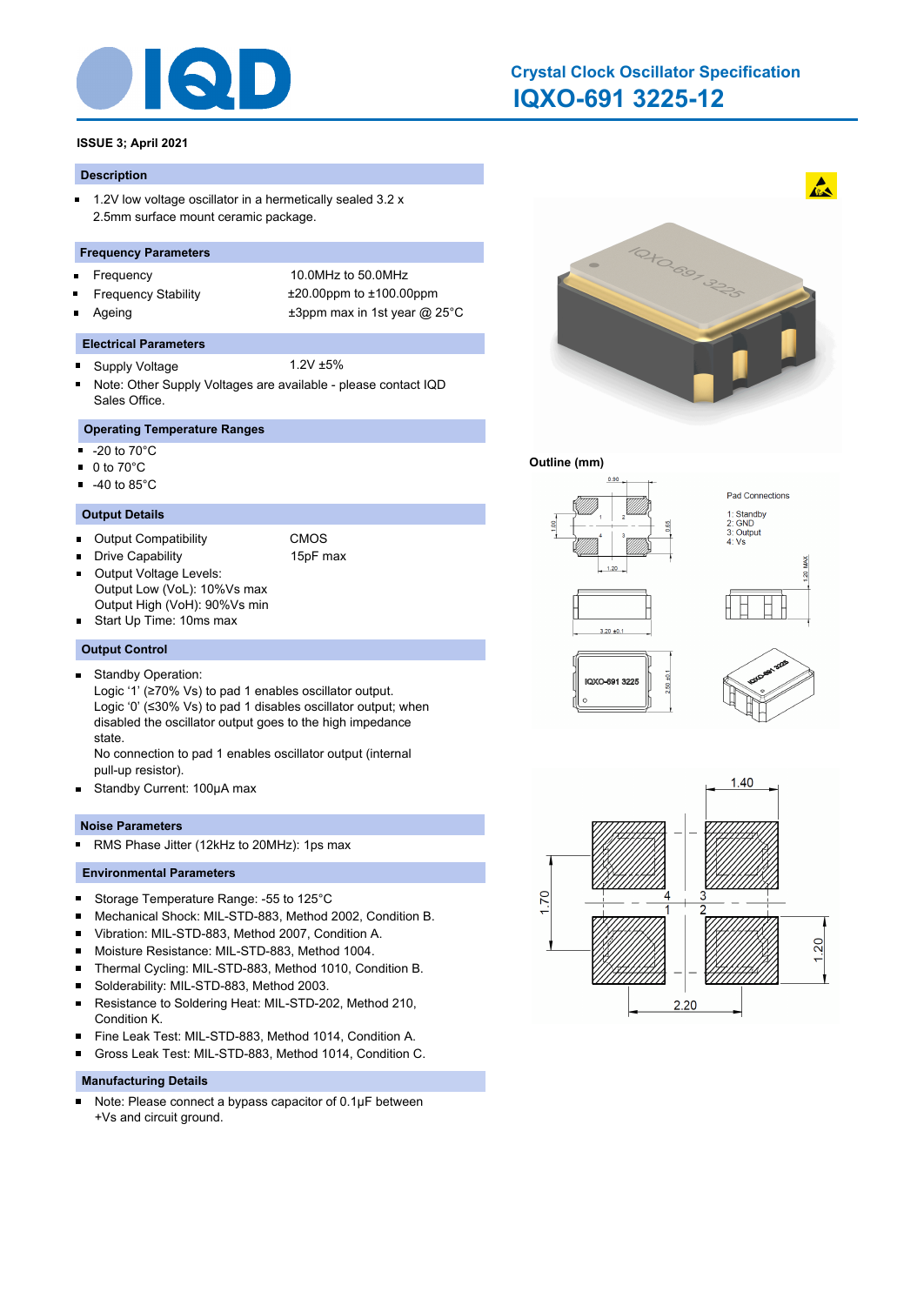# Crystal Clock Oscillator Specification

## IQXO-691 3225-12

**ISSUE 3; April 2021**

### Description

- 1.2V low voltage oscillator in a hermetically sealed 3.2 x 2.5mm surface mount ceramic package.

### Frequency Parameters

- Frequency: 10.0MHz to 50.0MHz
- Frequency Stability: ±20.00ppm to ±100.00ppm
- Ageing: ±3ppm max in 1st year @ 25°C

### Electrical Parameters

- Supply Voltage: 1.2V ±5%
- Note: Other Supply Voltages are available - please contact IQD Sales Office.

### Operating Temperature Ranges

- -20 to 70°C
- 0 to 70°C
- -40 to 85°C

### Output Details

- Output Compatibility: CMOS
- Drive Capability: 15pF max
- Output Voltage Levels:
  Output Low (VoL): 10%Vs max
  Output High (VoH): 90%Vs min
- Start Up Time: 10ms max

### Output Control

- Standby Operation:
  Logic '1' (≥70% Vs) to pad 1 enables oscillator output.
  Logic '0' (≤30% Vs) to pad 1 disables oscillator output; when disabled the oscillator output goes to the high impedance state.
  No connection to pad 1 enables oscillator output (internal pull-up resistor).
- Standby Current: 100µA max

### Noise Parameters

- RMS Phase Jitter (12kHz to 20MHz): 1ps max

### Environmental Parameters

- Storage Temperature Range: -55 to 125°C
- Mechanical Shock: MIL-STD-883, Method 2002, Condition B.
- Vibration: MIL-STD-883, Method 2007, Condition A.
- Moisture Resistance: MIL-STD-883, Method 1004.
- Thermal Cycling: MIL-STD-883, Method 1010, Condition B.
- Solderability: MIL-STD-883, Method 2003.
- Resistance to Soldering Heat: MIL-STD-202, Method 210, Condition K.
- Fine Leak Test: MIL-STD-883, Method 1014, Condition A.
- Gross Leak Test: MIL-STD-883, Method 1014, Condition C.

### Manufacturing Details

- Note: Please connect a bypass capacitor of 0.1µF between +Vs and circuit ground.

**Outline (mm)**

Pad Connections
1: Standby
2: GND
3: Output
4: Vs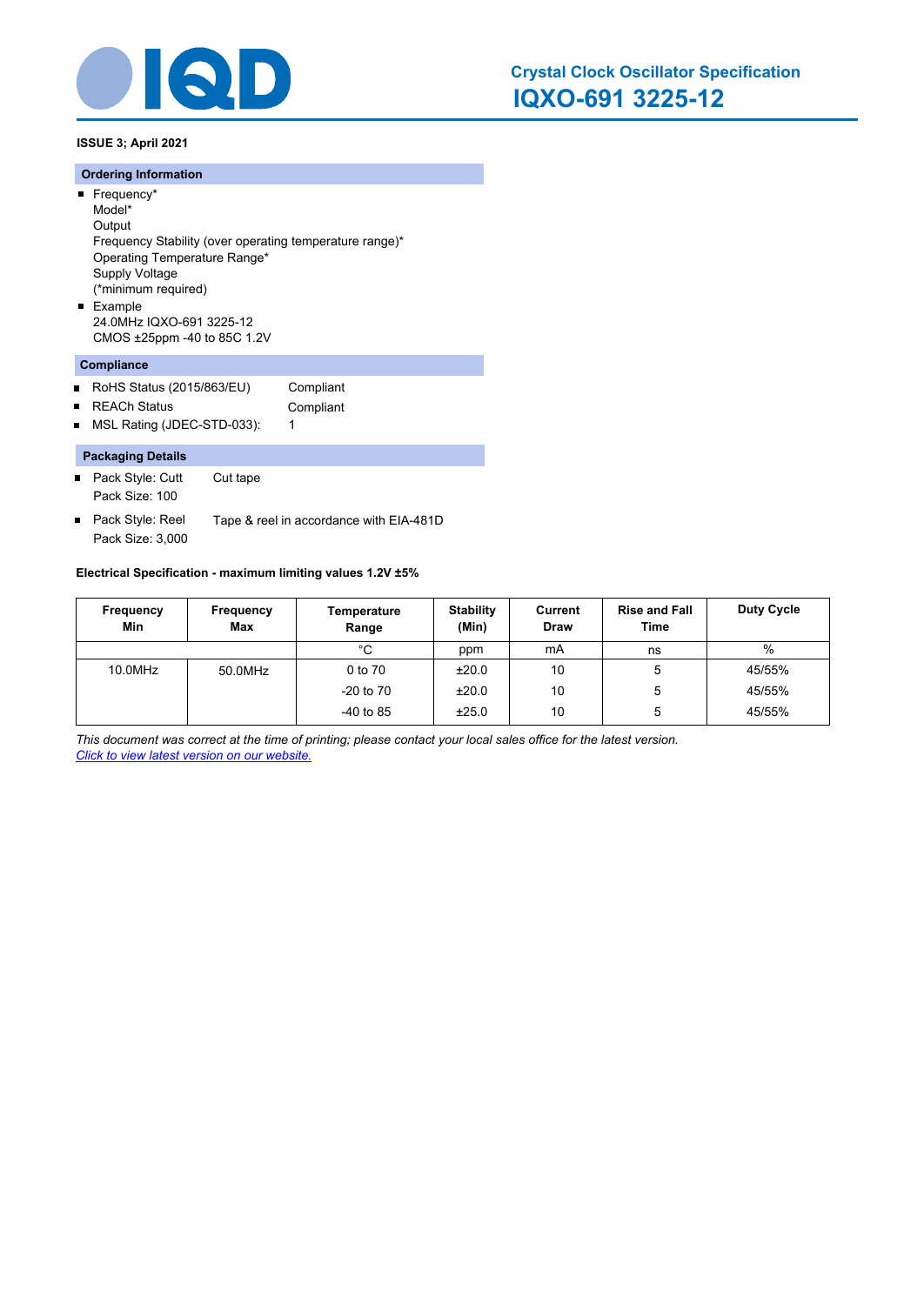# Crystal Clock Oscillator Specification
## IQXO-691 3225-12

**ISSUE 3; April 2021**

### Ordering Information

- Frequency*
  Model*
  Output
  Frequency Stability (over operating temperature range)*
  Operating Temperature Range*
  Supply Voltage
  (*minimum required)
- Example
  24.0MHz IQXO-691 3225-12
  CMOS ±25ppm -40 to 85C 1.2V

### Compliance

- RoHS Status (2015/863/EU) Compliant
- REACh Status Compliant
- MSL Rating (JDEC-STD-033): 1

### Packaging Details

- Pack Style: Cutt Cut tape
  Pack Size: 100
- Pack Style: Reel Tape & reel in accordance with EIA-481D
  Pack Size: 3,000

**Electrical Specification - maximum limiting values 1.2V ±5%**

| Frequency Min | Frequency Max | Temperature Range | Stability (Min) | Current Draw | Rise and Fall Time | Duty Cycle |
|---|---|---|---|---|---|---|
| | | °C | ppm | mA | ns | % |
| 10.0MHz | 50.0MHz | 0 to 70 | ±20.0 | 10 | 5 | 45/55% |
| | | -20 to 70 | ±20.0 | 10 | 5 | 45/55% |
| | | -40 to 85 | ±25.0 | 10 | 5 | 45/55% |

*This document was correct at the time of printing; please contact your local sales office for the latest version.*
*Click to view latest version on our website.*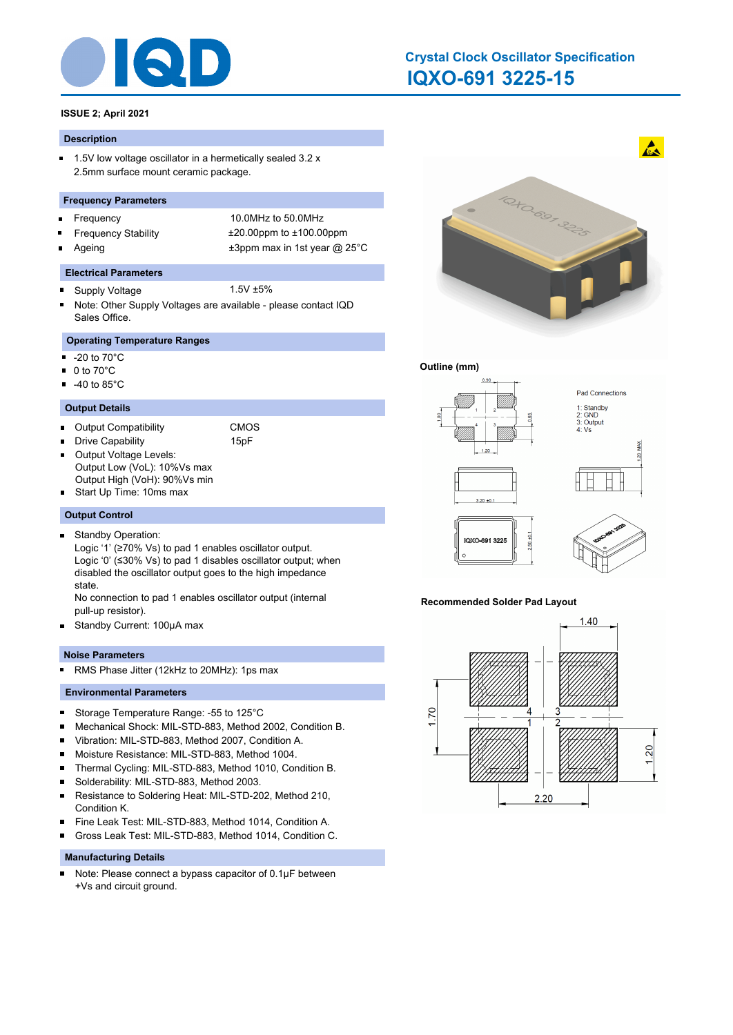# Crystal Clock Oscillator Specification

## IQXO-691 3225-15

**ISSUE 2; April 2021**

### Description

- 1.5V low voltage oscillator in a hermetically sealed 3.2 x 2.5mm surface mount ceramic package.

### Frequency Parameters

- Frequency: 10.0MHz to 50.0MHz
- Frequency Stability: ±20.00ppm to ±100.00ppm
- Ageing: ±3ppm max in 1st year @ 25°C

### Electrical Parameters

- Supply Voltage: 1.5V ±5%
- Note: Other Supply Voltages are available - please contact IQD Sales Office.

### Operating Temperature Ranges

- -20 to 70°C
- 0 to 70°C
- -40 to 85°C

### Output Details

- Output Compatibility: CMOS
- Drive Capability: 15pF
- Output Voltage Levels:
  Output Low (VoL): 10%Vs max
  Output High (VoH): 90%Vs min
- Start Up Time: 10ms max

### Output Control

- Standby Operation:
  Logic '1' (≥70% Vs) to pad 1 enables oscillator output.
  Logic '0' (≤30% Vs) to pad 1 disables oscillator output; when disabled the oscillator output goes to the high impedance state.
  No connection to pad 1 enables oscillator output (internal pull-up resistor).
- Standby Current: 100µA max

### Noise Parameters

- RMS Phase Jitter (12kHz to 20MHz): 1ps max

### Environmental Parameters

- Storage Temperature Range: -55 to 125°C
- Mechanical Shock: MIL-STD-883, Method 2002, Condition B.
- Vibration: MIL-STD-883, Method 2007, Condition A.
- Moisture Resistance: MIL-STD-883, Method 1004.
- Thermal Cycling: MIL-STD-883, Method 1010, Condition B.
- Solderability: MIL-STD-883, Method 2003.
- Resistance to Soldering Heat: MIL-STD-202, Method 210, Condition K.
- Fine Leak Test: MIL-STD-883, Method 1014, Condition A.
- Gross Leak Test: MIL-STD-883, Method 1014, Condition C.

### Manufacturing Details

- Note: Please connect a bypass capacitor of 0.1µF between +Vs and circuit ground.

### Outline (mm)

Pad Connections
1: Standby
2: GND
3: Output
4: Vs

### Recommended Solder Pad Layout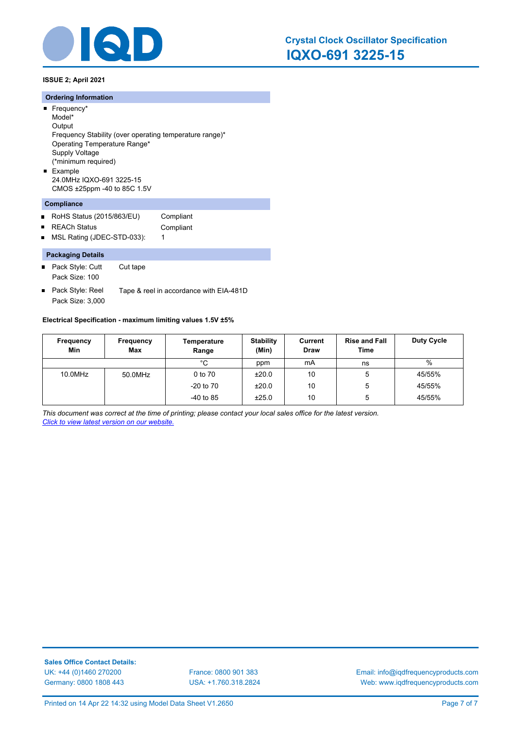# Crystal Clock Oscillator Specification
# IQXO-691 3225-15

**ISSUE 2; April 2021**

### Ordering Information

- Frequency*
  Model*
  Output
  Frequency Stability (over operating temperature range)*
  Operating Temperature Range*
  Supply Voltage
  (*minimum required)
- Example
  24.0MHz IQXO-691 3225-15
  CMOS ±25ppm -40 to 85C 1.5V

### Compliance

- RoHS Status (2015/863/EU) Compliant
- REACh Status Compliant
- MSL Rating (JDEC-STD-033): 1

### Packaging Details

- Pack Style: Cutt Cut tape
  Pack Size: 100
- Pack Style: Reel Tape & reel in accordance with EIA-481D
  Pack Size: 3,000

**Electrical Specification - maximum limiting values 1.5V ±5%**

| Frequency Min | Frequency Max | Temperature Range | Stability (Min) | Current Draw | Rise and Fall Time | Duty Cycle |
|---|---|---|---|---|---|---|
| | | °C | ppm | mA | ns | % |
| 10.0MHz | 50.0MHz | 0 to 70 | ±20.0 | 10 | 5 | 45/55% |
| | | -20 to 70 | ±20.0 | 10 | 5 | 45/55% |
| | | -40 to 85 | ±25.0 | 10 | 5 | 45/55% |

*This document was correct at the time of printing; please contact your local sales office for the latest version.*
*Click to view latest version on our website.*

**Sales Office Contact Details:**
UK: +44 (0)1460 270200
Germany: 0800 1808 443
France: 0800 901 383
USA: +1.760.318.2824
Email: info@iqdfrequencyproducts.com
Web: www.iqdfrequencyproducts.com

Printed on 14 Apr 22 14:32 using Model Data Sheet V1.2650